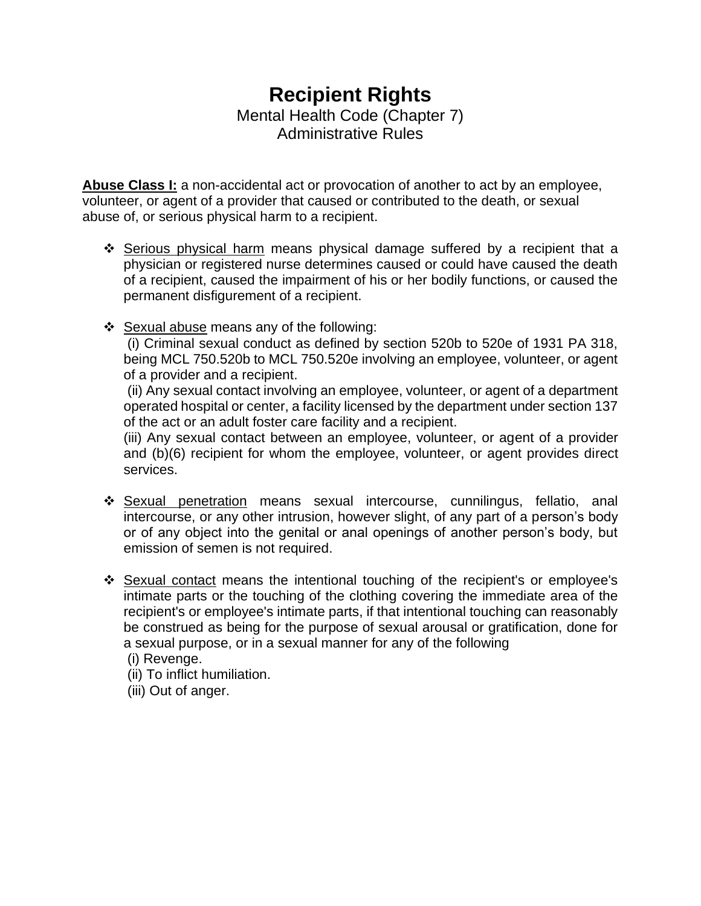# Recipient Rights

Mental Health Code (Chapter 7)
Administrative Rules

**Abuse Class I:** a non-accidental act or provocation of another to act by an employee, volunteer, or agent of a provider that caused or contributed to the death, or sexual abuse of, or serious physical harm to a recipient.

- Serious physical harm means physical damage suffered by a recipient that a physician or registered nurse determines caused or could have caused the death of a recipient, caused the impairment of his or her bodily functions, or caused the permanent disfigurement of a recipient.

- Sexual abuse means any of the following:
  (i) Criminal sexual conduct as defined by section 520b to 520e of 1931 PA 318, being MCL 750.520b to MCL 750.520e involving an employee, volunteer, or agent of a provider and a recipient.
  (ii) Any sexual contact involving an employee, volunteer, or agent of a department operated hospital or center, a facility licensed by the department under section 137 of the act or an adult foster care facility and a recipient.
  (iii) Any sexual contact between an employee, volunteer, or agent of a provider and (b)(6) recipient for whom the employee, volunteer, or agent provides direct services.

- Sexual penetration means sexual intercourse, cunnilingus, fellatio, anal intercourse, or any other intrusion, however slight, of any part of a person's body or of any object into the genital or anal openings of another person's body, but emission of semen is not required.

- Sexual contact means the intentional touching of the recipient's or employee's intimate parts or the touching of the clothing covering the immediate area of the recipient's or employee's intimate parts, if that intentional touching can reasonably be construed as being for the purpose of sexual arousal or gratification, done for a sexual purpose, or in a sexual manner for any of the following
  (i) Revenge.
  (ii) To inflict humiliation.
  (iii) Out of anger.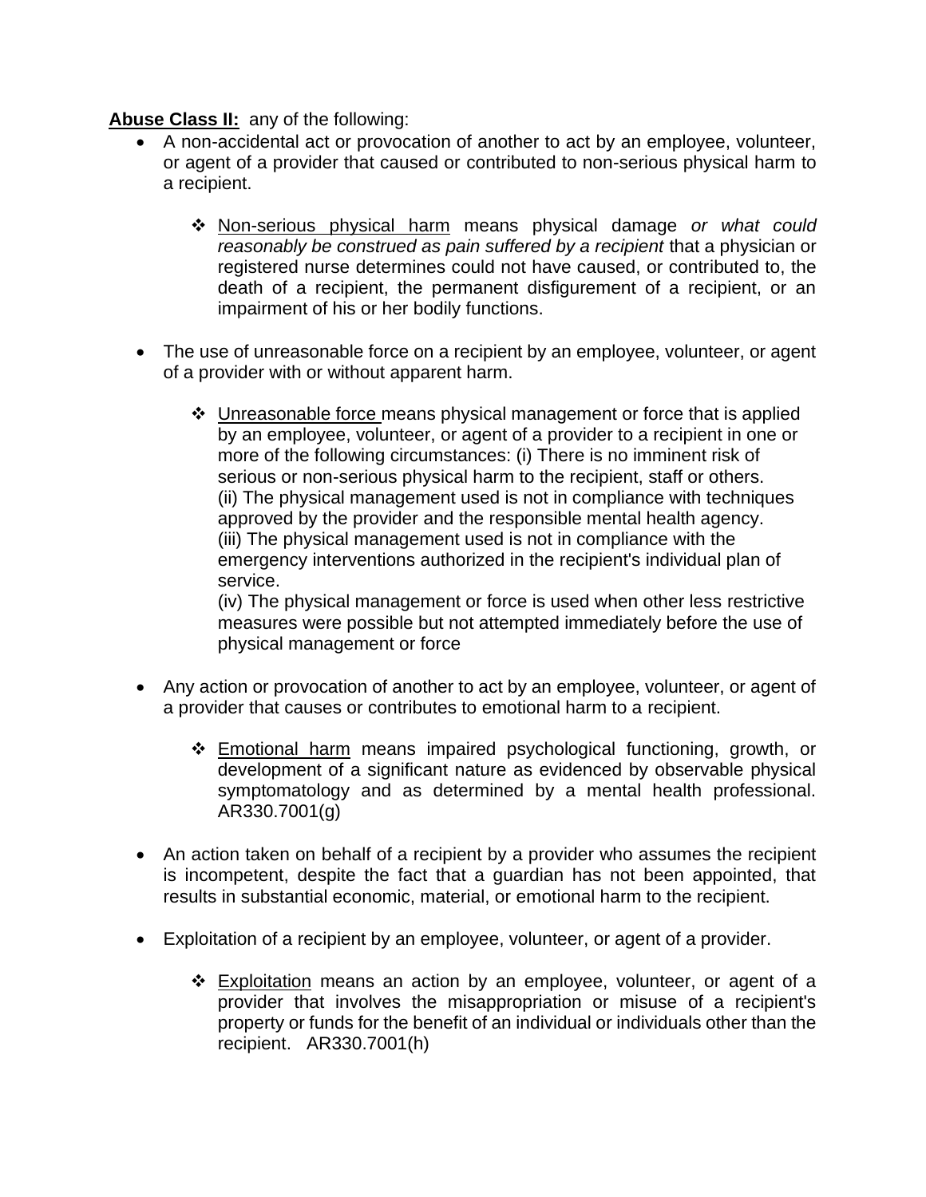**Abuse Class II:** any of the following:

- A non-accidental act or provocation of another to act by an employee, volunteer, or agent of a provider that caused or contributed to non-serious physical harm to a recipient.
    - Non-serious physical harm means physical damage *or what could reasonably be construed as pain suffered by a recipient* that a physician or registered nurse determines could not have caused, or contributed to, the death of a recipient, the permanent disfigurement of a recipient, or an impairment of his or her bodily functions.
- The use of unreasonable force on a recipient by an employee, volunteer, or agent of a provider with or without apparent harm.
    - Unreasonable force means physical management or force that is applied by an employee, volunteer, or agent of a provider to a recipient in one or more of the following circumstances: (i) There is no imminent risk of serious or non-serious physical harm to the recipient, staff or others. (ii) The physical management used is not in compliance with techniques approved by the provider and the responsible mental health agency. (iii) The physical management used is not in compliance with the emergency interventions authorized in the recipient's individual plan of service.
    
      (iv) The physical management or force is used when other less restrictive measures were possible but not attempted immediately before the use of physical management or force
- Any action or provocation of another to act by an employee, volunteer, or agent of a provider that causes or contributes to emotional harm to a recipient.
    - Emotional harm means impaired psychological functioning, growth, or development of a significant nature as evidenced by observable physical symptomatology and as determined by a mental health professional. AR330.7001(g)
- An action taken on behalf of a recipient by a provider who assumes the recipient is incompetent, despite the fact that a guardian has not been appointed, that results in substantial economic, material, or emotional harm to the recipient.
- Exploitation of a recipient by an employee, volunteer, or agent of a provider.
    - Exploitation means an action by an employee, volunteer, or agent of a provider that involves the misappropriation or misuse of a recipient's property or funds for the benefit of an individual or individuals other than the recipient. AR330.7001(h)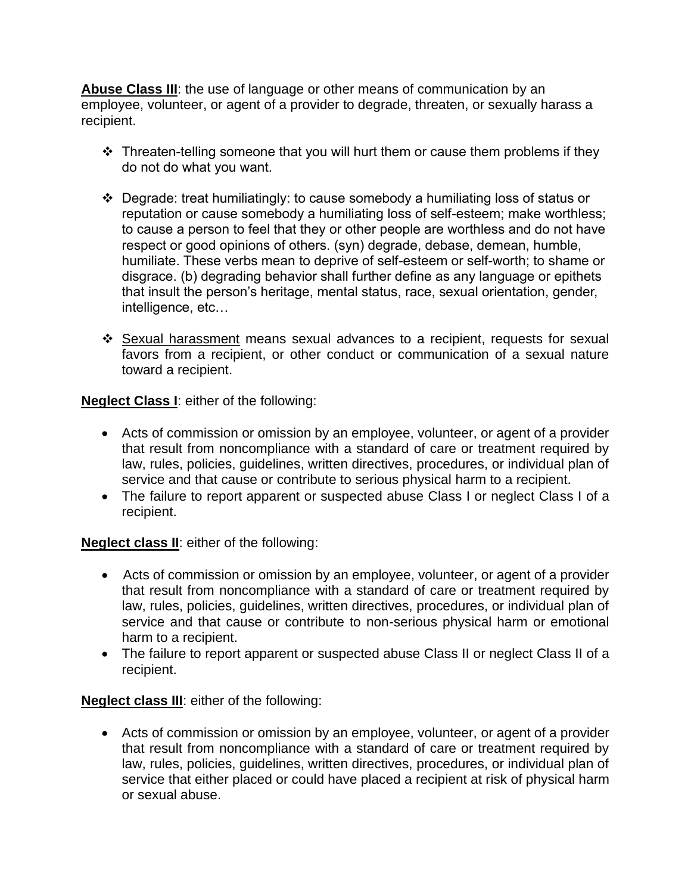<u>**Abuse Class III**</u>: the use of language or other means of communication by an employee, volunteer, or agent of a provider to degrade, threaten, or sexually harass a recipient.

- Threaten-telling someone that you will hurt them or cause them problems if they do not do what you want.

- Degrade: treat humiliatingly: to cause somebody a humiliating loss of status or reputation or cause somebody a humiliating loss of self-esteem; make worthless; to cause a person to feel that they or other people are worthless and do not have respect or good opinions of others. (syn) degrade, debase, demean, humble, humiliate. These verbs mean to deprive of self-esteem or self-worth; to shame or disgrace. (b) degrading behavior shall further define as any language or epithets that insult the person's heritage, mental status, race, sexual orientation, gender, intelligence, etc…

- <u>Sexual harassment</u> means sexual advances to a recipient, requests for sexual favors from a recipient, or other conduct or communication of a sexual nature toward a recipient.

<u>**Neglect Class I**</u>: either of the following:

- Acts of commission or omission by an employee, volunteer, or agent of a provider that result from noncompliance with a standard of care or treatment required by law, rules, policies, guidelines, written directives, procedures, or individual plan of service and that cause or contribute to serious physical harm to a recipient.
- The failure to report apparent or suspected abuse Class I or neglect Class I of a recipient.

<u>**Neglect class II**</u>: either of the following:

- Acts of commission or omission by an employee, volunteer, or agent of a provider that result from noncompliance with a standard of care or treatment required by law, rules, policies, guidelines, written directives, procedures, or individual plan of service and that cause or contribute to non-serious physical harm or emotional harm to a recipient.
- The failure to report apparent or suspected abuse Class II or neglect Class II of a recipient.

<u>**Neglect class III**</u>: either of the following:

- Acts of commission or omission by an employee, volunteer, or agent of a provider that result from noncompliance with a standard of care or treatment required by law, rules, policies, guidelines, written directives, procedures, or individual plan of service that either placed or could have placed a recipient at risk of physical harm or sexual abuse.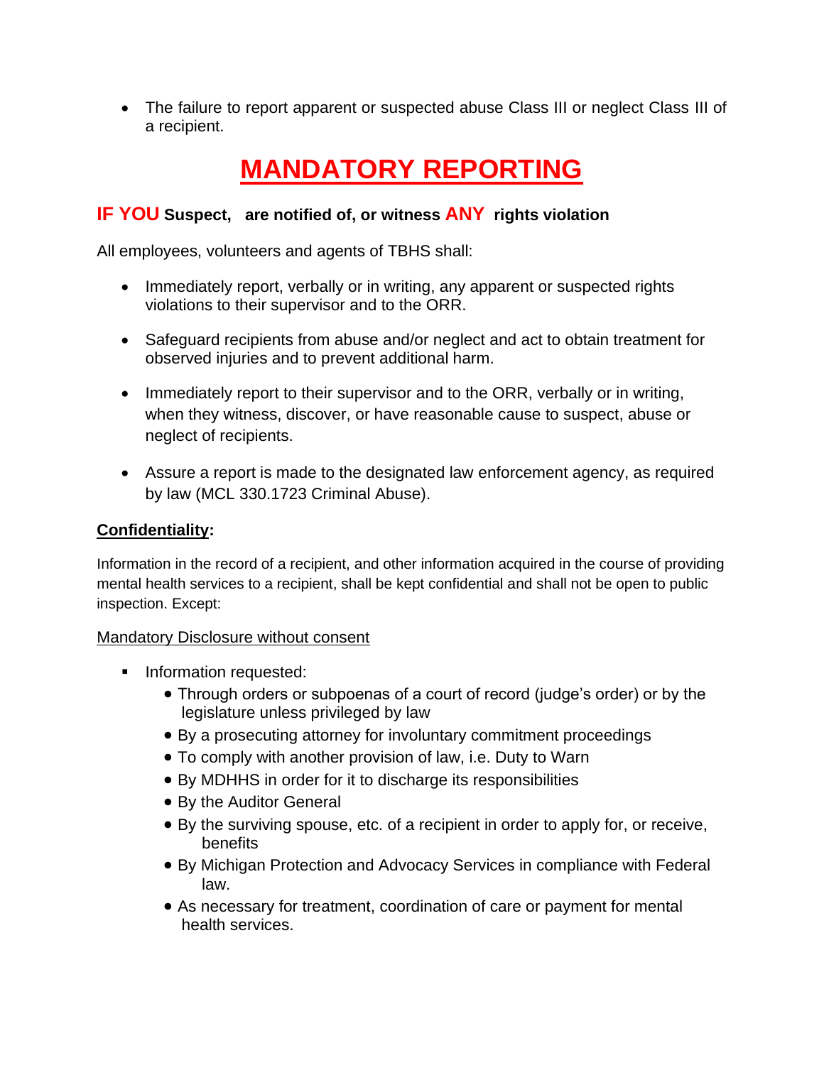- The failure to report apparent or suspected abuse Class III or neglect Class III of a recipient.

# MANDATORY REPORTING

**IF YOU Suspect, are notified of, or witness ANY rights violation**

All employees, volunteers and agents of TBHS shall:

- Immediately report, verbally or in writing, any apparent or suspected rights violations to their supervisor and to the ORR.
- Safeguard recipients from abuse and/or neglect and act to obtain treatment for observed injuries and to prevent additional harm.
- Immediately report to their supervisor and to the ORR, verbally or in writing, when they witness, discover, or have reasonable cause to suspect, abuse or neglect of recipients.
- Assure a report is made to the designated law enforcement agency, as required by law (MCL 330.1723 Criminal Abuse).

**Confidentiality:**

Information in the record of a recipient, and other information acquired in the course of providing mental health services to a recipient, shall be kept confidential and shall not be open to public inspection. Except:

Mandatory Disclosure without consent

- Information requested:
  - Through orders or subpoenas of a court of record (judge's order) or by the legislature unless privileged by law
  - By a prosecuting attorney for involuntary commitment proceedings
  - To comply with another provision of law, i.e. Duty to Warn
  - By MDHHS in order for it to discharge its responsibilities
  - By the Auditor General
  - By the surviving spouse, etc. of a recipient in order to apply for, or receive, benefits
  - By Michigan Protection and Advocacy Services in compliance with Federal law.
  - As necessary for treatment, coordination of care or payment for mental health services.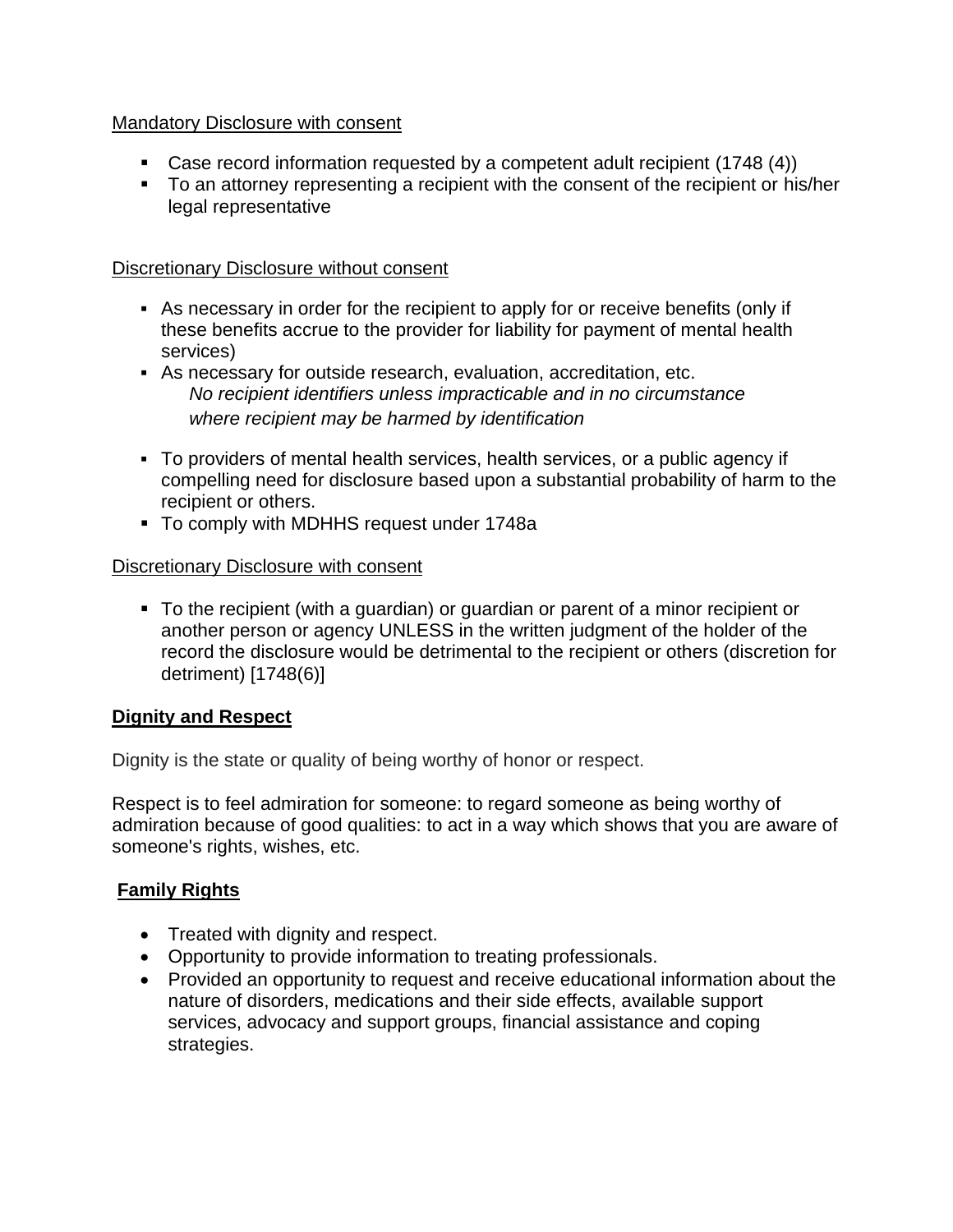Mandatory Disclosure with consent

- Case record information requested by a competent adult recipient (1748 (4))
- To an attorney representing a recipient with the consent of the recipient or his/her legal representative

Discretionary Disclosure without consent

- As necessary in order for the recipient to apply for or receive benefits (only if these benefits accrue to the provider for liability for payment of mental health services)
- As necessary for outside research, evaluation, accreditation, etc.
  *No recipient identifiers unless impracticable and in no circumstance where recipient may be harmed by identification*
- To providers of mental health services, health services, or a public agency if compelling need for disclosure based upon a substantial probability of harm to the recipient or others.
- To comply with MDHHS request under 1748a

Discretionary Disclosure with consent

- To the recipient (with a guardian) or guardian or parent of a minor recipient or another person or agency UNLESS in the written judgment of the holder of the record the disclosure would be detrimental to the recipient or others (discretion for detriment) [1748(6)]

**Dignity and Respect**

Dignity is the state or quality of being worthy of honor or respect.

Respect is to feel admiration for someone: to regard someone as being worthy of admiration because of good qualities: to act in a way which shows that you are aware of someone's rights, wishes, etc.

**Family Rights**

- Treated with dignity and respect.
- Opportunity to provide information to treating professionals.
- Provided an opportunity to request and receive educational information about the nature of disorders, medications and their side effects, available support services, advocacy and support groups, financial assistance and coping strategies.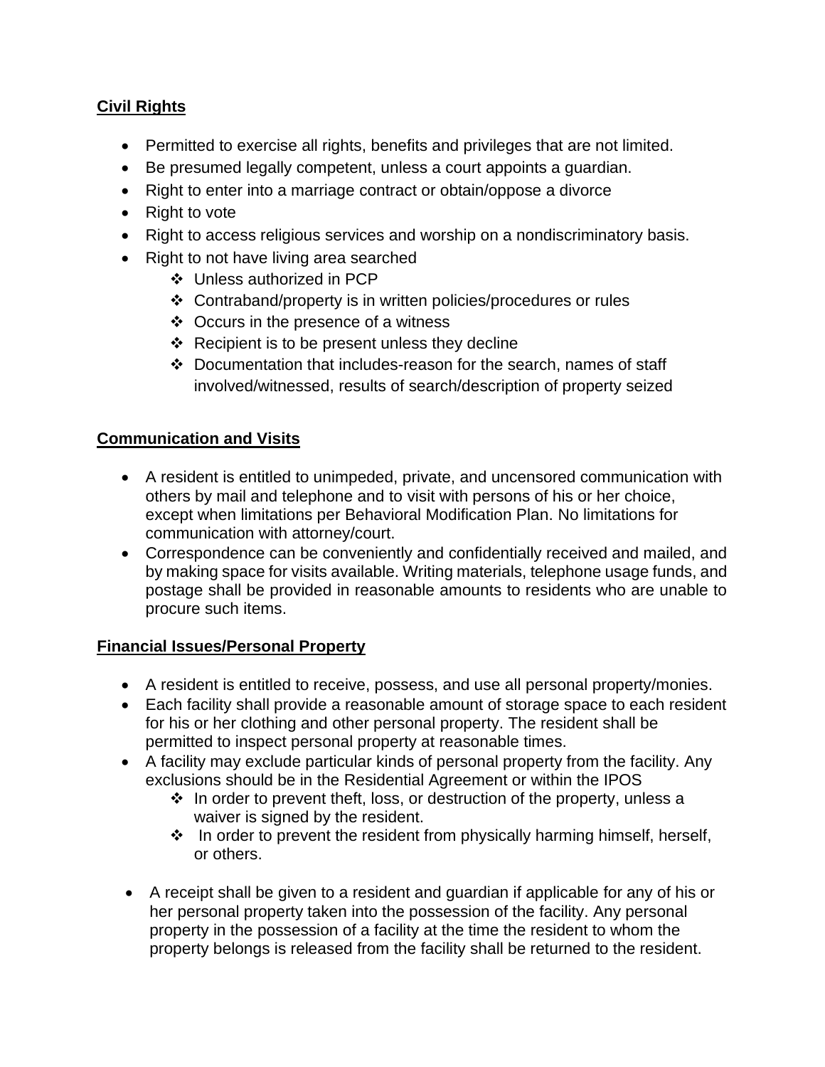**<u>Civil Rights</u>**

- Permitted to exercise all rights, benefits and privileges that are not limited.
- Be presumed legally competent, unless a court appoints a guardian.
- Right to enter into a marriage contract or obtain/oppose a divorce
- Right to vote
- Right to access religious services and worship on a nondiscriminatory basis.
- Right to not have living area searched
    - Unless authorized in PCP
    - Contraband/property is in written policies/procedures or rules
    - Occurs in the presence of a witness
    - Recipient is to be present unless they decline
    - Documentation that includes-reason for the search, names of staff involved/witnessed, results of search/description of property seized

**<u>Communication and Visits</u>**

- A resident is entitled to unimpeded, private, and uncensored communication with others by mail and telephone and to visit with persons of his or her choice, except when limitations per Behavioral Modification Plan. No limitations for communication with attorney/court.
- Correspondence can be conveniently and confidentially received and mailed, and by making space for visits available. Writing materials, telephone usage funds, and postage shall be provided in reasonable amounts to residents who are unable to procure such items.

**<u>Financial Issues/Personal Property</u>**

- A resident is entitled to receive, possess, and use all personal property/monies.
- Each facility shall provide a reasonable amount of storage space to each resident for his or her clothing and other personal property. The resident shall be permitted to inspect personal property at reasonable times.
- A facility may exclude particular kinds of personal property from the facility. Any exclusions should be in the Residential Agreement or within the IPOS
    - In order to prevent theft, loss, or destruction of the property, unless a waiver is signed by the resident.
    - In order to prevent the resident from physically harming himself, herself, or others.

- A receipt shall be given to a resident and guardian if applicable for any of his or her personal property taken into the possession of the facility. Any personal property in the possession of a facility at the time the resident to whom the property belongs is released from the facility shall be returned to the resident.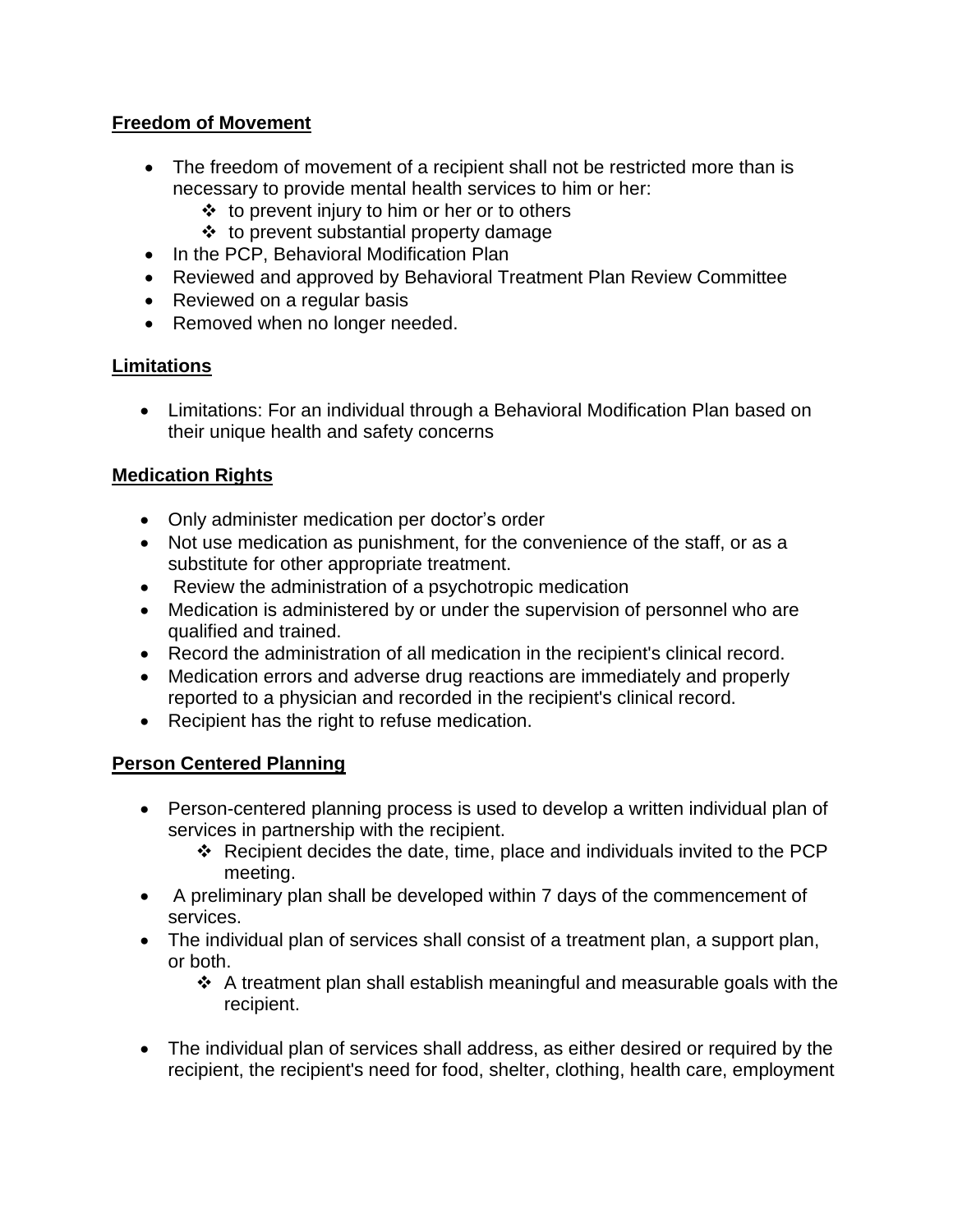## Freedom of Movement

- The freedom of movement of a recipient shall not be restricted more than is necessary to provide mental health services to him or her:
  - to prevent injury to him or her or to others
  - to prevent substantial property damage
- In the PCP, Behavioral Modification Plan
- Reviewed and approved by Behavioral Treatment Plan Review Committee
- Reviewed on a regular basis
- Removed when no longer needed.

## Limitations

- Limitations: For an individual through a Behavioral Modification Plan based on their unique health and safety concerns

## Medication Rights

- Only administer medication per doctor's order
- Not use medication as punishment, for the convenience of the staff, or as a substitute for other appropriate treatment.
- Review the administration of a psychotropic medication
- Medication is administered by or under the supervision of personnel who are qualified and trained.
- Record the administration of all medication in the recipient's clinical record.
- Medication errors and adverse drug reactions are immediately and properly reported to a physician and recorded in the recipient's clinical record.
- Recipient has the right to refuse medication.

## Person Centered Planning

- Person-centered planning process is used to develop a written individual plan of services in partnership with the recipient.
  - Recipient decides the date, time, place and individuals invited to the PCP meeting.
- A preliminary plan shall be developed within 7 days of the commencement of services.
- The individual plan of services shall consist of a treatment plan, a support plan, or both.
  - A treatment plan shall establish meaningful and measurable goals with the recipient.
- The individual plan of services shall address, as either desired or required by the recipient, the recipient's need for food, shelter, clothing, health care, employment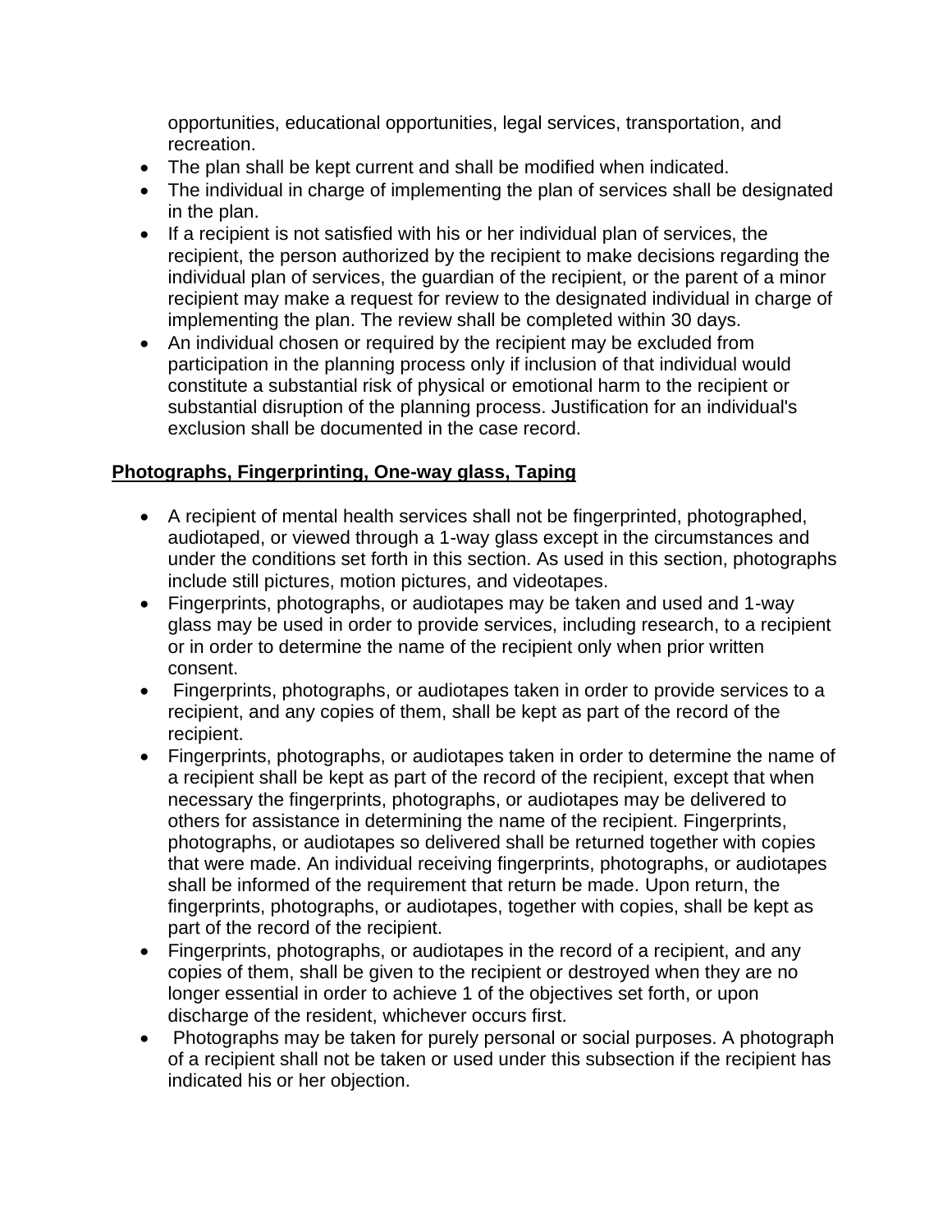opportunities, educational opportunities, legal services, transportation, and recreation.

- The plan shall be kept current and shall be modified when indicated.
- The individual in charge of implementing the plan of services shall be designated in the plan.
- If a recipient is not satisfied with his or her individual plan of services, the recipient, the person authorized by the recipient to make decisions regarding the individual plan of services, the guardian of the recipient, or the parent of a minor recipient may make a request for review to the designated individual in charge of implementing the plan. The review shall be completed within 30 days.
- An individual chosen or required by the recipient may be excluded from participation in the planning process only if inclusion of that individual would constitute a substantial risk of physical or emotional harm to the recipient or substantial disruption of the planning process. Justification for an individual's exclusion shall be documented in the case record.

**Photographs, Fingerprinting, One-way glass, Taping**

- A recipient of mental health services shall not be fingerprinted, photographed, audiotaped, or viewed through a 1-way glass except in the circumstances and under the conditions set forth in this section. As used in this section, photographs include still pictures, motion pictures, and videotapes.
- Fingerprints, photographs, or audiotapes may be taken and used and 1-way glass may be used in order to provide services, including research, to a recipient or in order to determine the name of the recipient only when prior written consent.
- Fingerprints, photographs, or audiotapes taken in order to provide services to a recipient, and any copies of them, shall be kept as part of the record of the recipient.
- Fingerprints, photographs, or audiotapes taken in order to determine the name of a recipient shall be kept as part of the record of the recipient, except that when necessary the fingerprints, photographs, or audiotapes may be delivered to others for assistance in determining the name of the recipient. Fingerprints, photographs, or audiotapes so delivered shall be returned together with copies that were made. An individual receiving fingerprints, photographs, or audiotapes shall be informed of the requirement that return be made. Upon return, the fingerprints, photographs, or audiotapes, together with copies, shall be kept as part of the record of the recipient.
- Fingerprints, photographs, or audiotapes in the record of a recipient, and any copies of them, shall be given to the recipient or destroyed when they are no longer essential in order to achieve 1 of the objectives set forth, or upon discharge of the resident, whichever occurs first.
- Photographs may be taken for purely personal or social purposes. A photograph of a recipient shall not be taken or used under this subsection if the recipient has indicated his or her objection.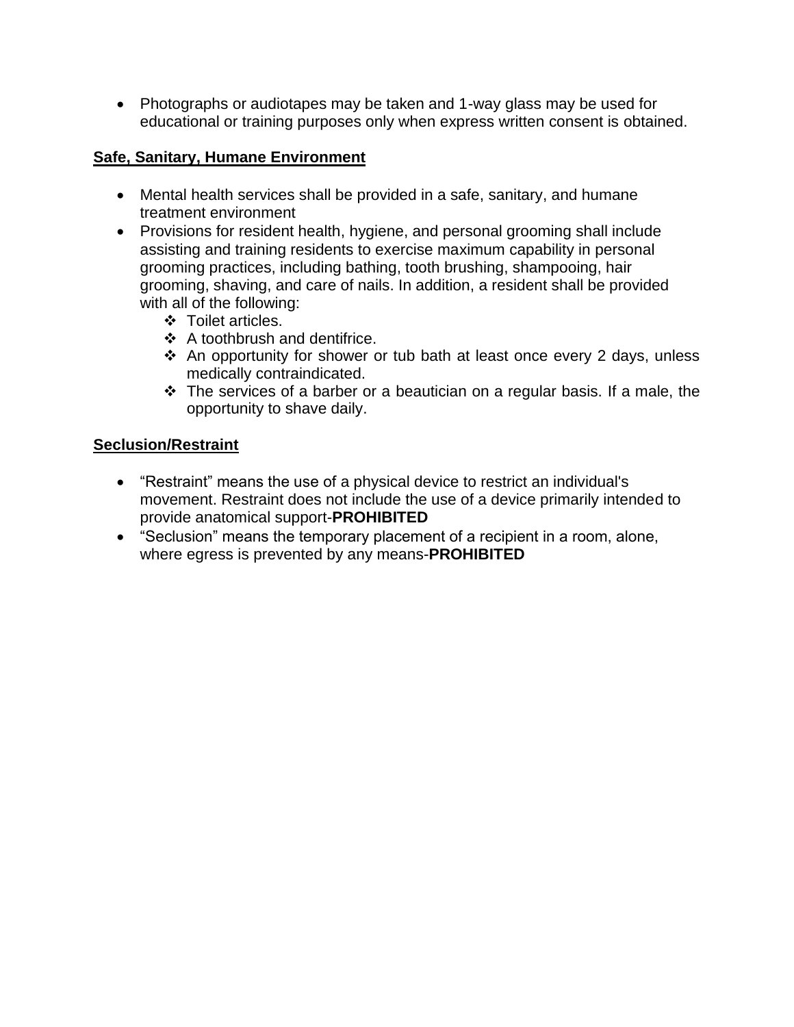- Photographs or audiotapes may be taken and 1-way glass may be used for educational or training purposes only when express written consent is obtained.

**Safe, Sanitary, Humane Environment**

- Mental health services shall be provided in a safe, sanitary, and humane treatment environment
- Provisions for resident health, hygiene, and personal grooming shall include assisting and training residents to exercise maximum capability in personal grooming practices, including bathing, tooth brushing, shampooing, hair grooming, shaving, and care of nails. In addition, a resident shall be provided with all of the following:
    - Toilet articles.
    - A toothbrush and dentifrice.
    - An opportunity for shower or tub bath at least once every 2 days, unless medically contraindicated.
    - The services of a barber or a beautician on a regular basis. If a male, the opportunity to shave daily.

**Seclusion/Restraint**

- "Restraint" means the use of a physical device to restrict an individual's movement. Restraint does not include the use of a device primarily intended to provide anatomical support-**PROHIBITED**
- "Seclusion" means the temporary placement of a recipient in a room, alone, where egress is prevented by any means-**PROHIBITED**